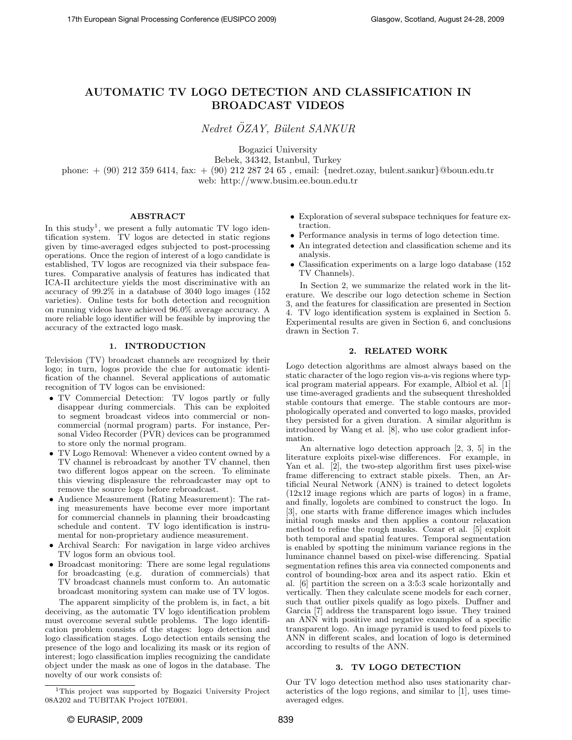# AUTOMATIC TV LOGO DETECTION AND CLASSIFICATION IN BROADCAST VIDEOS

*Nedret ÖZAY, Bülent SANKUR*

Bogazici University
Bebek, 34342, Istanbul, Turkey
phone: + (90) 212 359 6414, fax: + (90) 212 287 24 65 , email: {nedret.ozay, bulent.sankur}@boun.edu.tr
web: http://www.busim.ee.boun.edu.tr

## ABSTRACT

In this study[1], we present a fully automatic TV logo identification system. TV logos are detected in static regions given by time-averaged edges subjected to post-processing operations. Once the region of interest of a logo candidate is established, TV logos are recognized via their subspace features. Comparative analysis of features has indicated that ICA-II architecture yields the most discriminative with an accuracy of 99.2% in a database of 3040 logo images (152 varieties). Online tests for both detection and recognition on running videos have achieved 96.0% average accuracy. A more reliable logo identifier will be feasible by improving the accuracy of the extracted logo mask.

## 1. INTRODUCTION

Television (TV) broadcast channels are recognized by their logo; in turn, logos provide the clue for automatic identification of the channel. Several applications of automatic recognition of TV logos can be envisioned:

- TV Commercial Detection: TV logos partly or fully disappear during commercials. This can be exploited to segment broadcast videos into commercial or non-commercial (normal program) parts. For instance, Personal Video Recorder (PVR) devices can be programmed to store only the normal program.
- TV Logo Removal: Whenever a video content owned by a TV channel is rebroadcast by another TV channel, then two different logos appear on the screen. To eliminate this viewing displeasure the rebroadcaster may opt to remove the source logo before rebroadcast.
- Audience Measurement (Rating Measurement): The rating measurements have become ever more important for commercial channels in planning their broadcasting schedule and content. TV logo identification is instrumental for non-proprietary audience measurement.
- Archival Search: For navigation in large video archives TV logos form an obvious tool.
- Broadcast monitoring: There are some legal regulations for broadcasting (e.g. duration of commercials) that TV broadcast channels must conform to. An automatic broadcast monitoring system can make use of TV logos.

The apparent simplicity of the problem is, in fact, a bit deceiving, as the automatic TV logo identification problem must overcome several subtle problems. The logo identification problem consists of the stages: logo detection and logo classification stages. Logo detection entails sensing the presence of the logo and localizing its mask or its region of interest; logo classification implies recognizing the candidate object under the mask as one of logos in the database. The novelty of our work consists of:

- Exploration of several subspace techniques for feature extraction.
- Performance analysis in terms of logo detection time.
- An integrated detection and classification scheme and its analysis.
- Classification experiments on a large logo database (152 TV Channels).

In Section 2, we summarize the related work in the literature. We describe our logo detection scheme in Section 3, and the features for classification are presented in Section 4. TV logo identification system is explained in Section 5. Experimental results are given in Section 6, and conclusions drawn in Section 7.

## 2. RELATED WORK

Logo detection algorithms are almost always based on the static character of the logo region vis-a-vis regions where typical program material appears. For example, Albiol et al. [1] use time-averaged gradients and the subsequent thresholded stable contours that emerge. The stable contours are morphologically operated and converted to logo masks, provided they persisted for a given duration. A similar algorithm is introduced by Wang et al. [8], who use color gradient information.

An alternative logo detection approach [2, 3, 5] in the literature exploits pixel-wise differences. For example, in Yan et al. [2], the two-step algorithm first uses pixel-wise frame differencing to extract stable pixels. Then, an Artificial Neural Network (ANN) is trained to detect logolets (12x12 image regions which are parts of logos) in a frame, and finally, logolets are combined to construct the logo. In [3], one starts with frame difference images which includes initial rough masks and then applies a contour relaxation method to refine the rough masks. Cozar et al. [5] exploit both temporal and spatial features. Temporal segmentation is enabled by spotting the minimum variance regions in the luminance channel based on pixel-wise differencing. Spatial segmentation refines this area via connected components and control of bounding-box area and its aspect ratio. Ekin et al. [6] partition the screen on a 3:5:3 scale horizontally and vertically. Then they calculate scene models for each corner, such that outlier pixels qualify as logo pixels. Duffner and Garcia [7] address the transparent logo issue. They trained an ANN with positive and negative examples of a specific transparent logo. An image pyramid is used to feed pixels to ANN in different scales, and location of logo is determined according to results of the ANN.

## 3. TV LOGO DETECTION

Our TV logo detection method also uses stationarity characteristics of the logo regions, and similar to [1], uses time-averaged edges.

[1]This project was supported by Bogazici University Project 08A202 and TUBITAK Project 107E001.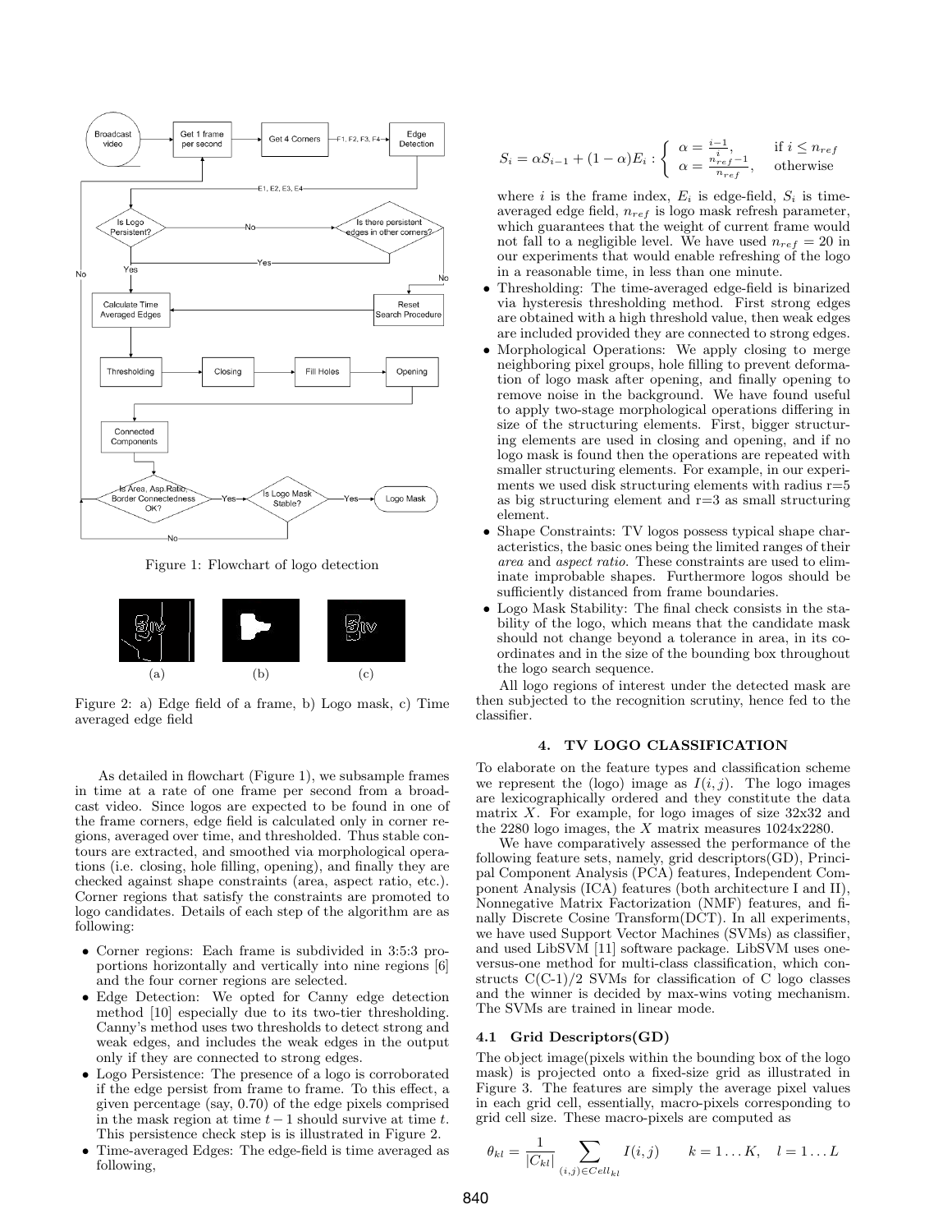Figure 1: Flowchart of logo detection

Figure 2: a) Edge field of a frame, b) Logo mask, c) Time averaged edge field

As detailed in flowchart (Figure 1), we subsample frames in time at a rate of one frame per second from a broadcast video. Since logos are expected to be found in one of the frame corners, edge field is calculated only in corner regions, averaged over time, and thresholded. Thus stable contours are extracted, and smoothed via morphological operations (i.e. closing, hole filling, opening), and finally they are checked against shape constraints (area, aspect ratio, etc.). Corner regions that satisfy the constraints are promoted to logo candidates. Details of each step of the algorithm are as following:

- Corner regions: Each frame is subdivided in 3:5:3 proportions horizontally and vertically into nine regions [6] and the four corner regions are selected.
- Edge Detection: We opted for Canny edge detection method [10] especially due to its two-tier thresholding. Canny's method uses two thresholds to detect strong and weak edges, and includes the weak edges in the output only if they are connected to strong edges.
- Logo Persistence: The presence of a logo is corroborated if the edge persist from frame to frame. To this effect, a given percentage (say, 0.70) of the edge pixels comprised in the mask region at time $t-1$ should survive at time $t$. This persistence check step is is illustrated in Figure 2.
- Time-averaged Edges: The edge-field is time averaged as following,

$$S_i = \alpha S_{i-1} + (1-\alpha)E_i : \begin{cases} \alpha = \frac{i-1}{i}, & \text{if } i \leq n_{ref} \\ \alpha = \frac{n_{ref}-1}{n_{ref}}, & \text{otherwise} \end{cases}$$

  where $i$ is the frame index, $E_i$ is edge-field, $S_i$ is time-averaged edge field, $n_{ref}$ is logo mask refresh parameter, which guarantees that the weight of current frame would not fall to a negligible level. We have used $n_{ref} = 20$ in our experiments that would enable refreshing of the logo in a reasonable time, in less than one minute.
- Thresholding: The time-averaged edge-field is binarized via hysteresis thresholding method. First strong edges are obtained with a high threshold value, then weak edges are included provided they are connected to strong edges.
- Morphological Operations: We apply closing to merge neighboring pixel groups, hole filling to prevent deformation of logo mask after opening, and finally opening to remove noise in the background. We have found useful to apply two-stage morphological operations differing in size of the structuring elements. First, bigger structuring elements are used in closing and opening, and if no logo mask is found then the operations are repeated with smaller structuring elements. For example, in our experiments we used disk structuring elements with radius r=5 as big structuring element and r=3 as small structuring element.
- Shape Constraints: TV logos possess typical shape characteristics, the basic ones being the limited ranges of their *area* and *aspect ratio*. These constraints are used to eliminate improbable shapes. Furthermore logos should be sufficiently distanced from frame boundaries.
- Logo Mask Stability: The final check consists in the stability of the logo, which means that the candidate mask should not change beyond a tolerance in area, in its coordinates and in the size of the bounding box throughout the logo search sequence.

All logo regions of interest under the detected mask are then subjected to the recognition scrutiny, hence fed to the classifier.

## 4. TV LOGO CLASSIFICATION

To elaborate on the feature types and classification scheme we represent the (logo) image as $I(i,j)$. The logo images are lexicographically ordered and they constitute the data matrix $X$. For example, for logo images of size 32x32 and the 2280 logo images, the $X$ matrix measures 1024x2280.

We have comparatively assessed the performance of the following feature sets, namely, grid descriptors(GD), Principal Component Analysis (PCA) features, Independent Component Analysis (ICA) features (both architecture I and II), Nonnegative Matrix Factorization (NMF) features, and finally Discrete Cosine Transform(DCT). In all experiments, we have used Support Vector Machines (SVMs) as classifier, and used LibSVM [11] software package. LibSVM uses one-versus-one method for multi-class classification, which constructs C(C-1)/2 SVMs for classification of C logo classes and the winner is decided by max-wins voting mechanism. The SVMs are trained in linear mode.

### 4.1 Grid Descriptors(GD)

The object image(pixels within the bounding box of the logo mask) is projected onto a fixed-size grid as illustrated in Figure 3. The features are simply the average pixel values in each grid cell, essentially, macro-pixels corresponding to grid cell size. These macro-pixels are computed as

$$\theta_{kl} = \frac{1}{|C_{kl}|} \sum_{(i,j) \in Cell_{kl}} I(i,j) \qquad k = 1 \dots K, \quad l = 1 \dots L$$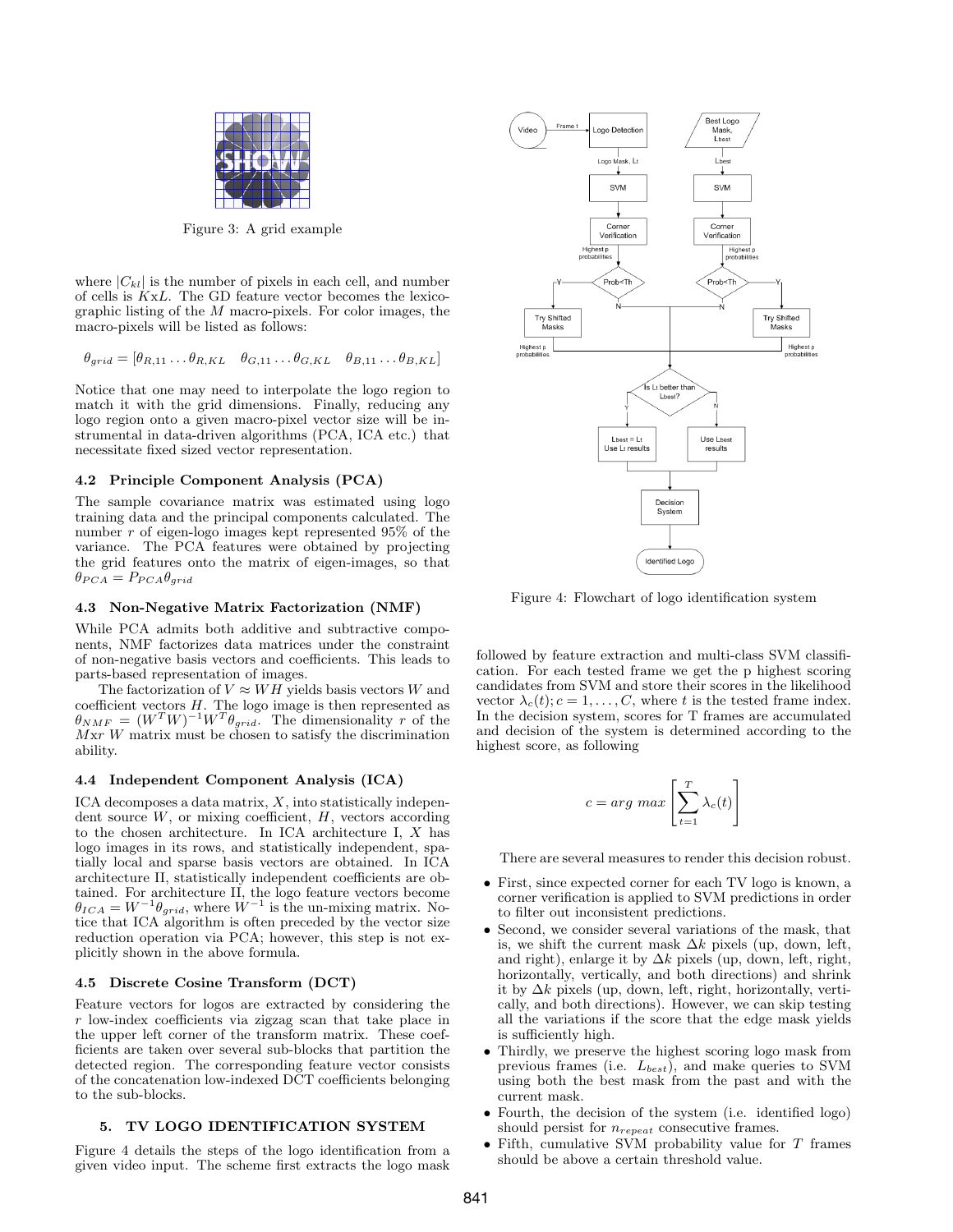Figure 3: A grid example

where $|C_{kl}|$ is the number of pixels in each cell, and number of cells is $K$x$L$. The GD feature vector becomes the lexicographic listing of the $M$ macro-pixels. For color images, the macro-pixels will be listed as follows:

$$\theta_{grid} = [\theta_{R,11} \dots \theta_{R,KL} \quad \theta_{G,11} \dots \theta_{G,KL} \quad \theta_{B,11} \dots \theta_{B,KL}]$$

Notice that one may need to interpolate the logo region to match it with the grid dimensions. Finally, reducing any logo region onto a given macro-pixel vector size will be instrumental in data-driven algorithms (PCA, ICA etc.) that necessitate fixed sized vector representation.

### 4.2 Principle Component Analysis (PCA)

The sample covariance matrix was estimated using logo training data and the principal components calculated. The number $r$ of eigen-logo images kept represented 95% of the variance. The PCA features were obtained by projecting the grid features onto the matrix of eigen-images, so that $\theta_{PCA} = P_{PCA}\theta_{grid}$

### 4.3 Non-Negative Matrix Factorization (NMF)

While PCA admits both additive and subtractive components, NMF factorizes data matrices under the constraint of non-negative basis vectors and coefficients. This leads to parts-based representation of images.

The factorization of $V \approx WH$ yields basis vectors $W$ and coefficient vectors $H$. The logo image is then represented as $\theta_{NMF} = (W^TW)^{-1}W^T\theta_{grid}$. The dimensionality $r$ of the $M$x$r$ $W$ matrix must be chosen to satisfy the discrimination ability.

### 4.4 Independent Component Analysis (ICA)

ICA decomposes a data matrix, $X$, into statistically independent source $W$, or mixing coefficient, $H$, vectors according to the chosen architecture. In ICA architecture I, $X$ has logo images in its rows, and statistically independent, spatially local and sparse basis vectors are obtained. In ICA architecture II, statistically independent coefficients are obtained. For architecture II, the logo feature vectors become $\theta_{ICA} = W^{-1}\theta_{grid}$, where $W^{-1}$ is the un-mixing matrix. Notice that ICA algorithm is often preceded by the vector size reduction operation via PCA; however, this step is not explicitly shown in the above formula.

### 4.5 Discrete Cosine Transform (DCT)

Feature vectors for logos are extracted by considering the $r$ low-index coefficients via zigzag scan that take place in the upper left corner of the transform matrix. These coefficients are taken over several sub-blocks that partition the detected region. The corresponding feature vector consists of the concatenation low-indexed DCT coefficients belonging to the sub-blocks.

## 5. TV LOGO IDENTIFICATION SYSTEM

Figure 4 details the steps of the logo identification from a given video input. The scheme first extracts the logo mask followed by feature extraction and multi-class SVM classification. For each tested frame we get the p highest scoring candidates from SVM and store their scores in the likelihood vector $\lambda_c(t); c = 1, \dots, C$, where $t$ is the tested frame index. In the decision system, scores for T frames are accumulated and decision of the system is determined according to the highest score, as following

Figure 4: Flowchart of logo identification system

$$c = arg\ max \left[ \sum_{t=1}^{T} \lambda_c(t) \right]$$

There are several measures to render this decision robust.

- First, since expected corner for each TV logo is known, a corner verification is applied to SVM predictions in order to filter out inconsistent predictions.
- Second, we consider several variations of the mask, that is, we shift the current mask $\Delta k$ pixels (up, down, left, and right), enlarge it by $\Delta k$ pixels (up, down, left, right, horizontally, vertically, and both directions) and shrink it by $\Delta k$ pixels (up, down, left, right, horizontally, vertically, and both directions). However, we can skip testing all the variations if the score that the edge mask yields is sufficiently high.
- Thirdly, we preserve the highest scoring logo mask from previous frames (i.e. $L_{best}$), and make queries to SVM using both the best mask from the past and with the current mask.
- Fourth, the decision of the system (i.e. identified logo) should persist for $n_{repeat}$ consecutive frames.
- Fifth, cumulative SVM probability value for $T$ frames should be above a certain threshold value.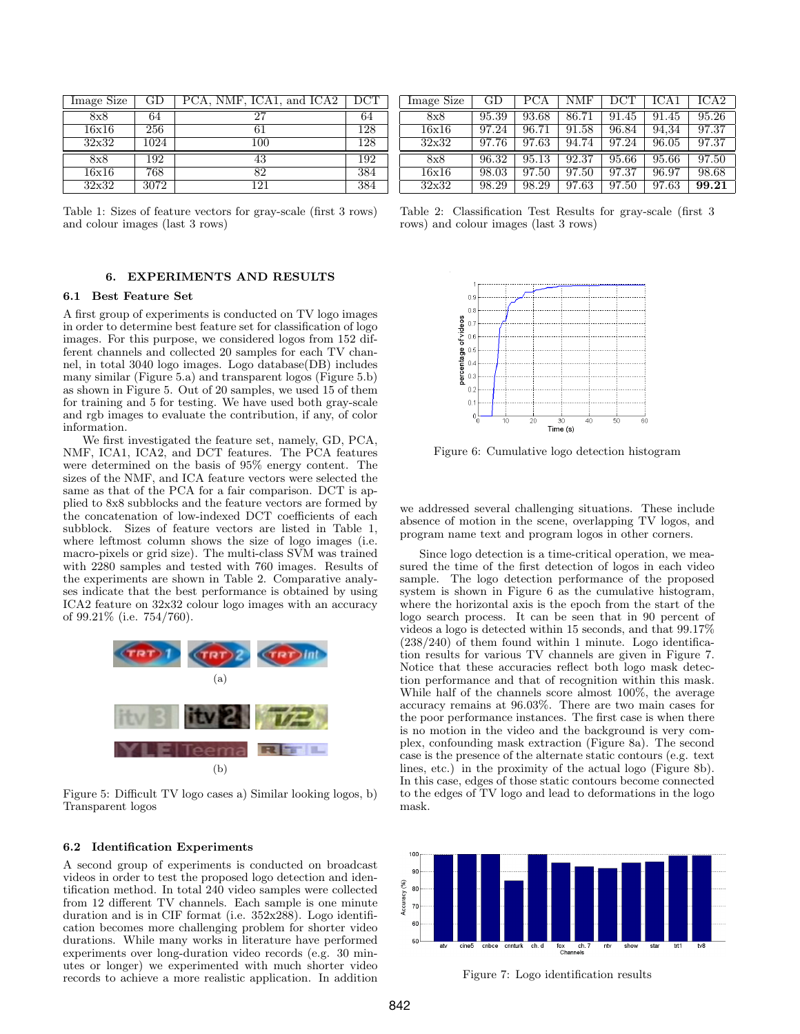| Image Size | GD | PCA, NMF, ICA1, and ICA2 | DCT |
|---|---|---|---|
| 8x8 | 64 | 27 | 64 |
| 16x16 | 256 | 61 | 128 |
| 32x32 | 1024 | 100 | 128 |
| 8x8 | 192 | 43 | 192 |
| 16x16 | 768 | 82 | 384 |
| 32x32 | 3072 | 121 | 384 |

Table 1: Sizes of feature vectors for gray-scale (first 3 rows) and colour images (last 3 rows)

| Image Size | GD | PCA | NMF | DCT | ICA1 | ICA2 |
|---|---|---|---|---|---|---|
| 8x8 | 95.39 | 93.68 | 86.71 | 91.45 | 91.45 | 95.26 |
| 16x16 | 97.24 | 96.71 | 91.58 | 96.84 | 94,34 | 97.37 |
| 32x32 | 97.76 | 97.63 | 94.74 | 97.24 | 96.05 | 97.37 |
| 8x8 | 96.32 | 95.13 | 92.37 | 95.66 | 95.66 | 97.50 |
| 16x16 | 98.03 | 97.50 | 97.50 | 97.37 | 96.97 | 98.68 |
| 32x32 | 98.29 | 98.29 | 97.63 | 97.50 | 97.63 | **99.21** |

Table 2: Classification Test Results for gray-scale (first 3 rows) and colour images (last 3 rows)

## 6. EXPERIMENTS AND RESULTS

### 6.1 Best Feature Set

A first group of experiments is conducted on TV logo images in order to determine best feature set for classification of logo images. For this purpose, we considered logos from 152 different channels and collected 20 samples for each TV channel, in total 3040 logo images. Logo database(DB) includes many similar (Figure 5.a) and transparent logos (Figure 5.b) as shown in Figure 5. Out of 20 samples, we used 15 of them for training and 5 for testing. We have used both gray-scale and rgb images to evaluate the contribution, if any, of color information.

We first investigated the feature set, namely, GD, PCA, NMF, ICA1, ICA2, and DCT features. The PCA features were determined on the basis of 95% energy content. The sizes of the NMF, and ICA feature vectors were selected the same as that of the PCA for a fair comparison. DCT is applied to 8x8 subblocks and the feature vectors are formed by the concatenation of low-indexed DCT coefficients of each subblock. Sizes of feature vectors are listed in Table 1, where leftmost column shows the size of logo images (i.e. macro-pixels or grid size). The multi-class SVM was trained with 2280 samples and tested with 760 images. Results of the experiments are shown in Table 2. Comparative analyses indicate that the best performance is obtained by using ICA2 feature on 32x32 colour logo images with an accuracy of 99.21% (i.e. 754/760).

(a)

(b)

Figure 5: Difficult TV logo cases a) Similar looking logos, b) Transparent logos

### 6.2 Identification Experiments

A second group of experiments is conducted on broadcast videos in order to test the proposed logo detection and identification method. In total 240 video samples were collected from 12 different TV channels. Each sample is one minute duration and is in CIF format (i.e. 352x288). Logo identification becomes more challenging problem for shorter video durations. While many works in literature have performed experiments over long-duration video records (e.g. 30 minutes or longer) we experimented with much shorter video records to achieve a more realistic application. In addition we addressed several challenging situations. These include absence of motion in the scene, overlapping TV logos, and program name text and program logos in other corners.

Figure 6: Cumulative logo detection histogram

Since logo detection is a time-critical operation, we measured the time of the first detection of logos in each video sample. The logo detection performance of the proposed system is shown in Figure 6 as the cumulative histogram, where the horizontal axis is the epoch from the start of the logo search process. It can be seen that in 90 percent of videos a logo is detected within 15 seconds, and that 99.17% (238/240) of them found within 1 minute. Logo identification results for various TV channels are given in Figure 7. Notice that these accuracies reflect both logo mask detection performance and that of recognition within this mask. While half of the channels score almost 100%, the average accuracy remains at 96.03%. There are two main cases for the poor performance instances. The first case is when there is no motion in the video and the background is very complex, confounding mask extraction (Figure 8a). The second case is the presence of the alternate static contours (e.g. text lines, etc.) in the proximity of the actual logo (Figure 8b). In this case, edges of those static contours become connected to the edges of TV logo and lead to deformations in the logo mask.

Figure 7: Logo identification results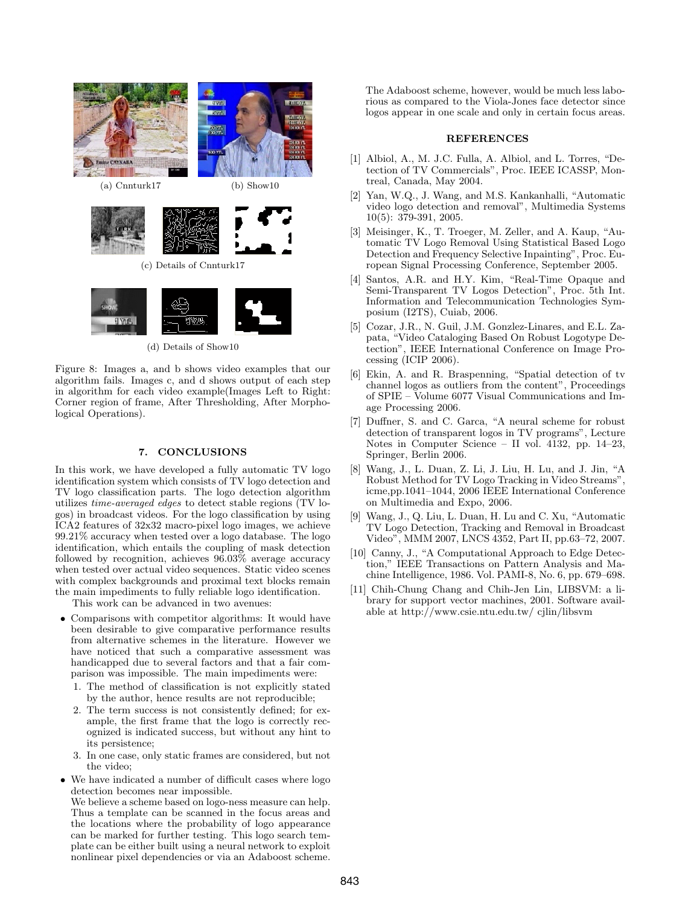(a) Cnnturk17

(b) Show10

(c) Details of Cnnturk17

(d) Details of Show10

Figure 8: Images a, and b shows video examples that our algorithm fails. Images c, and d shows output of each step in algorithm for each video example(Images Left to Right: Corner region of frame, After Thresholding, After Morphological Operations).

## 7. CONCLUSIONS

In this work, we have developed a fully automatic TV logo identification system which consists of TV logo detection and TV logo classification parts. The logo detection algorithm utilizes *time-averaged edges* to detect stable regions (TV logos) in broadcast videos. For the logo classification by using ICA2 features of 32x32 macro-pixel logo images, we achieve 99.21% accuracy when tested over a logo database. The logo identification, which entails the coupling of mask detection followed by recognition, achieves 96.03% average accuracy when tested over actual video sequences. Static video scenes with complex backgrounds and proximal text blocks remain the main impediments to fully reliable logo identification.

This work can be advanced in two avenues:

- Comparisons with competitor algorithms: It would have been desirable to give comparative performance results from alternative schemes in the literature. However we have noticed that such a comparative assessment was handicapped due to several factors and that a fair comparison was impossible. The main impediments were:
  1. The method of classification is not explicitly stated by the author, hence results are not reproducible;
  2. The term success is not consistently defined; for example, the first frame that the logo is correctly recognized is indicated success, but without any hint to its persistence;
  3. In one case, only static frames are considered, but not the video;
- We have indicated a number of difficult cases where logo detection becomes near impossible.
  We believe a scheme based on logo-ness measure can help. Thus a template can be scanned in the focus areas and the locations where the probability of logo appearance can be marked for further testing. This logo search template can be either built using a neural network to exploit nonlinear pixel dependencies or via an Adaboost scheme. The Adaboost scheme, however, would be much less laborious as compared to the Viola-Jones face detector since logos appear in one scale and only in certain focus areas.

## REFERENCES

[1] Albiol, A., M. J.C. Fulla, A. Albiol, and L. Torres, "Detection of TV Commercials", Proc. IEEE ICASSP, Montreal, Canada, May 2004.

[2] Yan, W.Q., J. Wang, and M.S. Kankanhalli, "Automatic video logo detection and removal", Multimedia Systems 10(5): 379-391, 2005.

[3] Meisinger, K., T. Troeger, M. Zeller, and A. Kaup, "Automatic TV Logo Removal Using Statistical Based Logo Detection and Frequency Selective Inpainting", Proc. European Signal Processing Conference, September 2005.

[4] Santos, A.R. and H.Y. Kim, "Real-Time Opaque and Semi-Transparent TV Logos Detection", Proc. 5th Int. Information and Telecommunication Technologies Symposium (I2TS), Cuiab, 2006.

[5] Cozar, J.R., N. Guil, J.M. Gonzlez-Linares, and E.L. Zapata, "Video Cataloging Based On Robust Logotype Detection", IEEE International Conference on Image Processing (ICIP 2006).

[6] Ekin, A. and R. Braspenning, "Spatial detection of tv channel logos as outliers from the content", Proceedings of SPIE – Volume 6077 Visual Communications and Image Processing 2006.

[7] Duffner, S. and C. Garca, "A neural scheme for robust detection of transparent logos in TV programs", Lecture Notes in Computer Science – II vol. 4132, pp. 14–23, Springer, Berlin 2006.

[8] Wang, J., L. Duan, Z. Li, J. Liu, H. Lu, and J. Jin, "A Robust Method for TV Logo Tracking in Video Streams", icme,pp.1041–1044, 2006 IEEE International Conference on Multimedia and Expo, 2006.

[9] Wang, J., Q. Liu, L. Duan, H. Lu and C. Xu, "Automatic TV Logo Detection, Tracking and Removal in Broadcast Video", MMM 2007, LNCS 4352, Part II, pp.63–72, 2007.

[10] Canny, J., "A Computational Approach to Edge Detection," IEEE Transactions on Pattern Analysis and Machine Intelligence, 1986. Vol. PAMI-8, No. 6, pp. 679–698.

[11] Chih-Chung Chang and Chih-Jen Lin, LIBSVM: a library for support vector machines, 2001. Software available at http://www.csie.ntu.edu.tw/ cjlin/libsvm